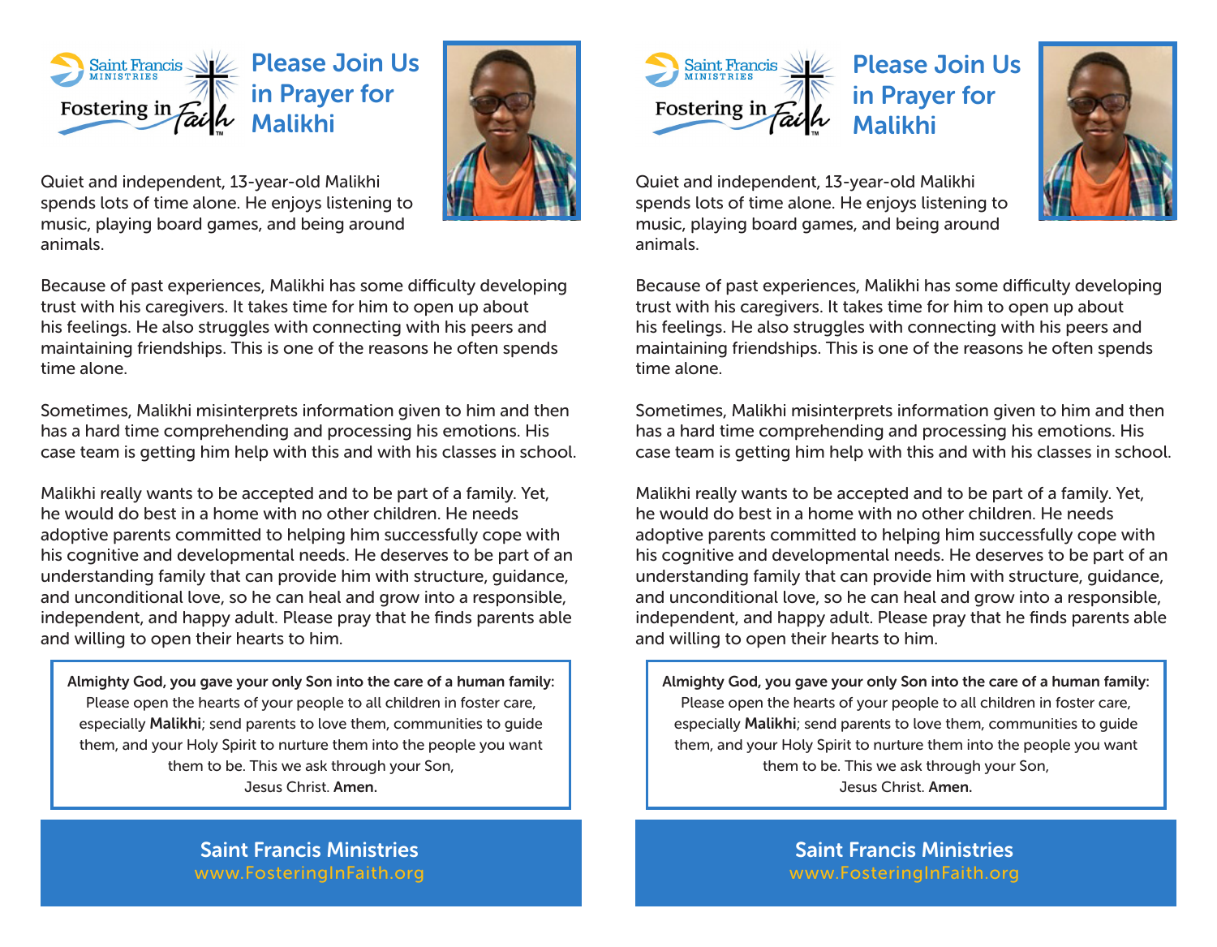Saint Francis MINISTRIES

Fostering in Faith

# Please Join Us in Prayer for Malikhi

Quiet and independent, 13-year-old Malikhi spends lots of time alone. He enjoys listening to music, playing board games, and being around animals.

Because of past experiences, Malikhi has some difficulty developing trust with his caregivers. It takes time for him to open up about his feelings. He also struggles with connecting with his peers and maintaining friendships. This is one of the reasons he often spends time alone.

Sometimes, Malikhi misinterprets information given to him and then has a hard time comprehending and processing his emotions. His case team is getting him help with this and with his classes in school.

Malikhi really wants to be accepted and to be part of a family. Yet, he would do best in a home with no other children. He needs adoptive parents committed to helping him successfully cope with his cognitive and developmental needs. He deserves to be part of an understanding family that can provide him with structure, guidance, and unconditional love, so he can heal and grow into a responsible, independent, and happy adult. Please pray that he finds parents able and willing to open their hearts to him.

**Almighty God, you gave your only Son into the care of a human family:** Please open the hearts of your people to all children in foster care, especially **Malikhi**; send parents to love them, communities to guide them, and your Holy Spirit to nurture them into the people you want them to be. This we ask through your Son, Jesus Christ. **Amen.**

**Saint Francis Ministries**
www.FosteringInFaith.org

Saint Francis MINISTRIES

Fostering in Faith

# Please Join Us in Prayer for Malikhi

Quiet and independent, 13-year-old Malikhi spends lots of time alone. He enjoys listening to music, playing board games, and being around animals.

Because of past experiences, Malikhi has some difficulty developing trust with his caregivers. It takes time for him to open up about his feelings. He also struggles with connecting with his peers and maintaining friendships. This is one of the reasons he often spends time alone.

Sometimes, Malikhi misinterprets information given to him and then has a hard time comprehending and processing his emotions. His case team is getting him help with this and with his classes in school.

Malikhi really wants to be accepted and to be part of a family. Yet, he would do best in a home with no other children. He needs adoptive parents committed to helping him successfully cope with his cognitive and developmental needs. He deserves to be part of an understanding family that can provide him with structure, guidance, and unconditional love, so he can heal and grow into a responsible, independent, and happy adult. Please pray that he finds parents able and willing to open their hearts to him.

**Almighty God, you gave your only Son into the care of a human family:** Please open the hearts of your people to all children in foster care, especially **Malikhi**; send parents to love them, communities to guide them, and your Holy Spirit to nurture them into the people you want them to be. This we ask through your Son, Jesus Christ. **Amen.**

**Saint Francis Ministries**
www.FosteringInFaith.org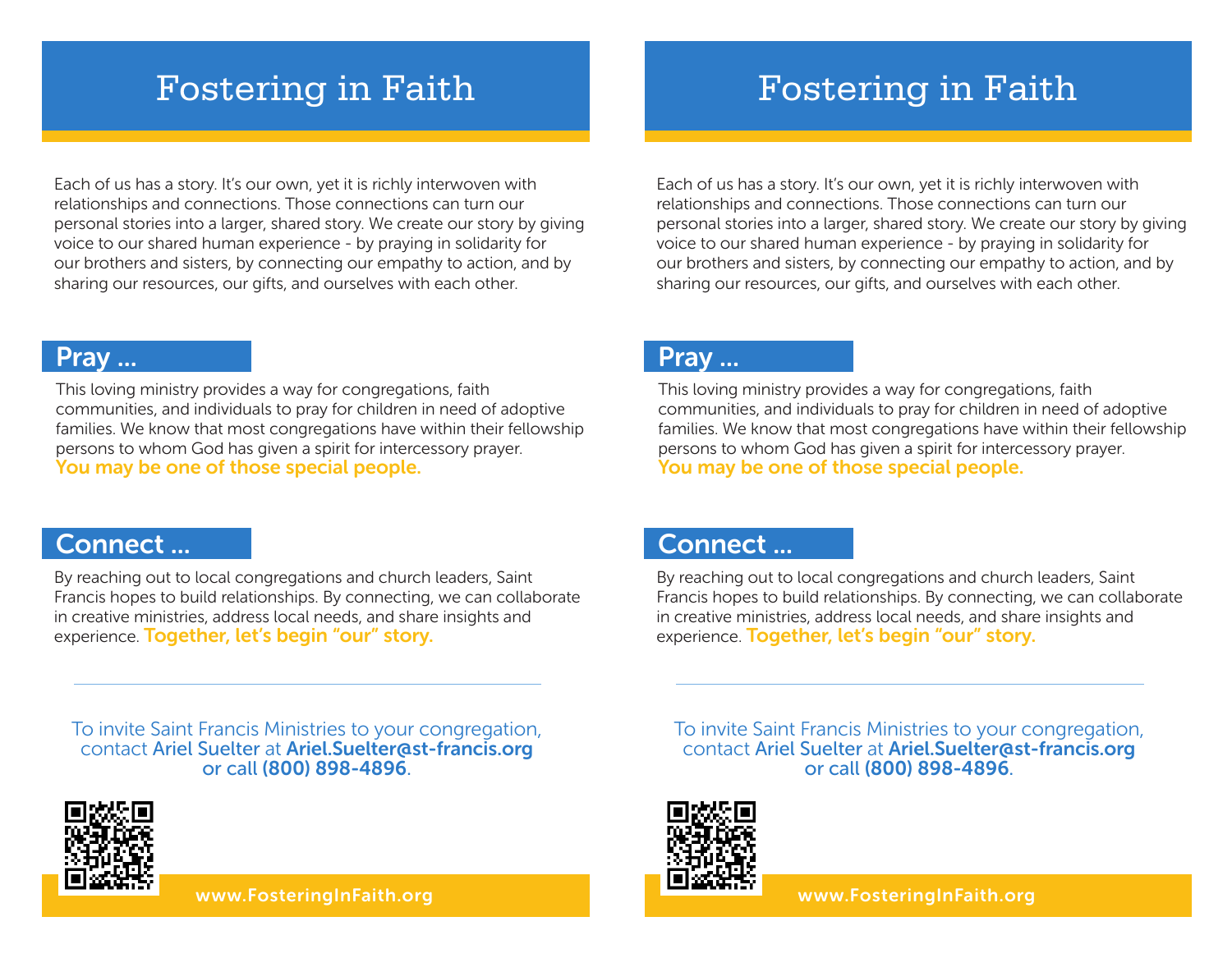# Fostering in Faith

Each of us has a story. It's our own, yet it is richly interwoven with relationships and connections. Those connections can turn our personal stories into a larger, shared story. We create our story by giving voice to our shared human experience - by praying in solidarity for our brothers and sisters, by connecting our empathy to action, and by sharing our resources, our gifts, and ourselves with each other.

## Pray ...

This loving ministry provides a way for congregations, faith communities, and individuals to pray for children in need of adoptive families. We know that most congregations have within their fellowship persons to whom God has given a spirit for intercessory prayer. **You may be one of those special people.**

## Connect ...

By reaching out to local congregations and church leaders, Saint Francis hopes to build relationships. By connecting, we can collaborate in creative ministries, address local needs, and share insights and experience. **Together, let's begin "our" story.**

---

To invite Saint Francis Ministries to your congregation, contact Ariel Suelter at **Ariel.Suelter@st-francis.org** or call **(800) 898-4896**.

www.FosteringInFaith.org

# Fostering in Faith

Each of us has a story. It's our own, yet it is richly interwoven with relationships and connections. Those connections can turn our personal stories into a larger, shared story. We create our story by giving voice to our shared human experience - by praying in solidarity for our brothers and sisters, by connecting our empathy to action, and by sharing our resources, our gifts, and ourselves with each other.

## Pray ...

This loving ministry provides a way for congregations, faith communities, and individuals to pray for children in need of adoptive families. We know that most congregations have within their fellowship persons to whom God has given a spirit for intercessory prayer. **You may be one of those special people.**

## Connect ...

By reaching out to local congregations and church leaders, Saint Francis hopes to build relationships. By connecting, we can collaborate in creative ministries, address local needs, and share insights and experience. **Together, let's begin "our" story.**

---

To invite Saint Francis Ministries to your congregation, contact Ariel Suelter at **Ariel.Suelter@st-francis.org** or call **(800) 898-4896**.

www.FosteringInFaith.org